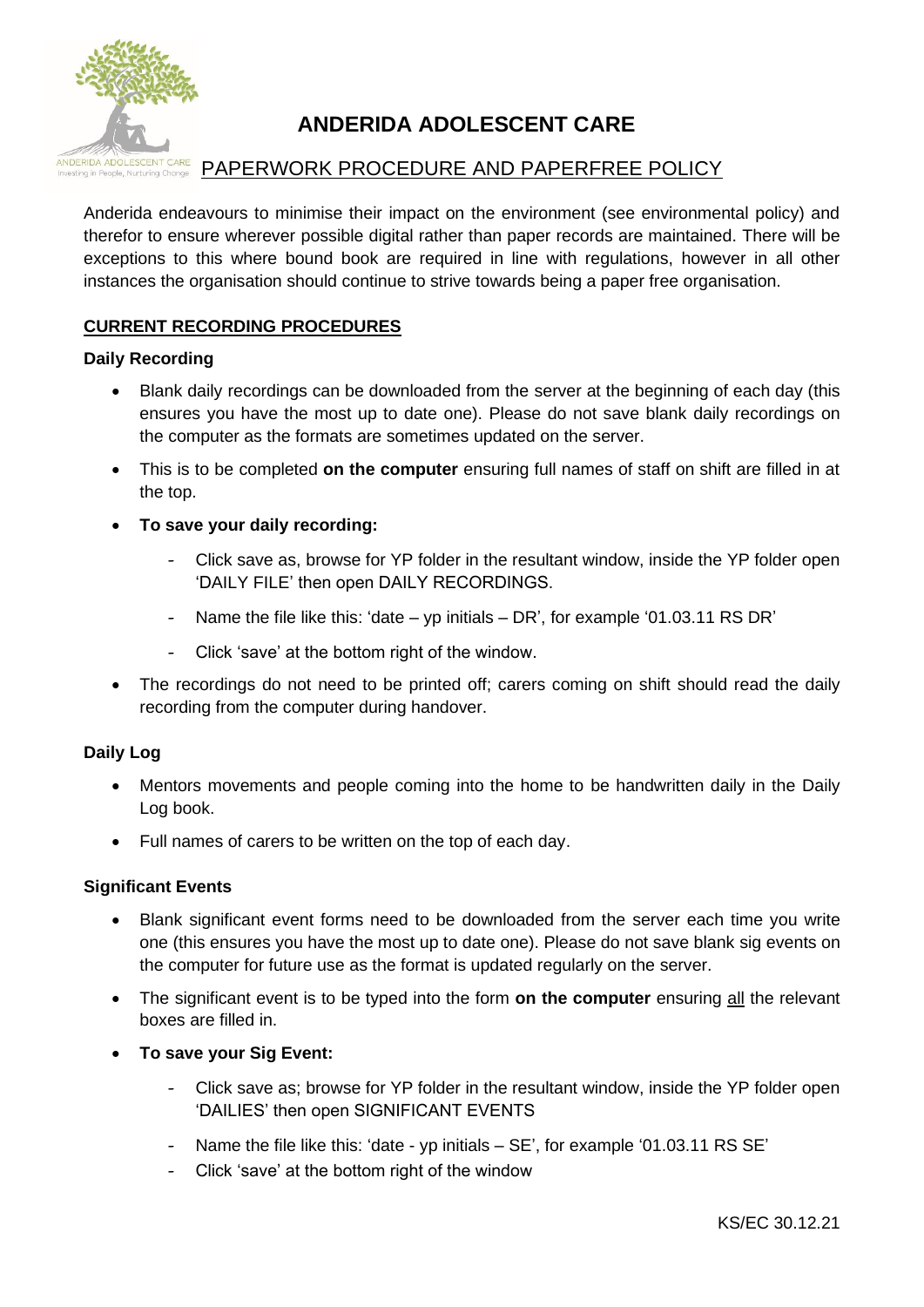# ANDERIDA ADOLESCENT CARE

## PAPERWORK PROCEDURE AND PAPERFREE POLICY

Anderida endeavours to minimise their impact on the environment (see environmental policy) and therefor to ensure wherever possible digital rather than paper records are maintained. There will be exceptions to this where bound book are required in line with regulations, however in all other instances the organisation should continue to strive towards being a paper free organisation.

### CURRENT RECORDING PROCEDURES

#### Daily Recording

- Blank daily recordings can be downloaded from the server at the beginning of each day (this ensures you have the most up to date one). Please do not save blank daily recordings on the computer as the formats are sometimes updated on the server.
- This is to be completed **on the computer** ensuring full names of staff on shift are filled in at the top.
- **To save your daily recording:**
  - Click save as, browse for YP folder in the resultant window, inside the YP folder open 'DAILY FILE' then open DAILY RECORDINGS.
  - Name the file like this: 'date – yp initials – DR', for example '01.03.11 RS DR'
  - Click 'save' at the bottom right of the window.
- The recordings do not need to be printed off; carers coming on shift should read the daily recording from the computer during handover.

#### Daily Log

- Mentors movements and people coming into the home to be handwritten daily in the Daily Log book.
- Full names of carers to be written on the top of each day.

#### Significant Events

- Blank significant event forms need to be downloaded from the server each time you write one (this ensures you have the most up to date one). Please do not save blank sig events on the computer for future use as the format is updated regularly on the server.
- The significant event is to be typed into the form **on the computer** ensuring all the relevant boxes are filled in.
- **To save your Sig Event:**
  - Click save as; browse for YP folder in the resultant window, inside the YP folder open 'DAILIES' then open SIGNIFICANT EVENTS
  - Name the file like this: 'date - yp initials – SE', for example '01.03.11 RS SE'
  - Click 'save' at the bottom right of the window

KS/EC 30.12.21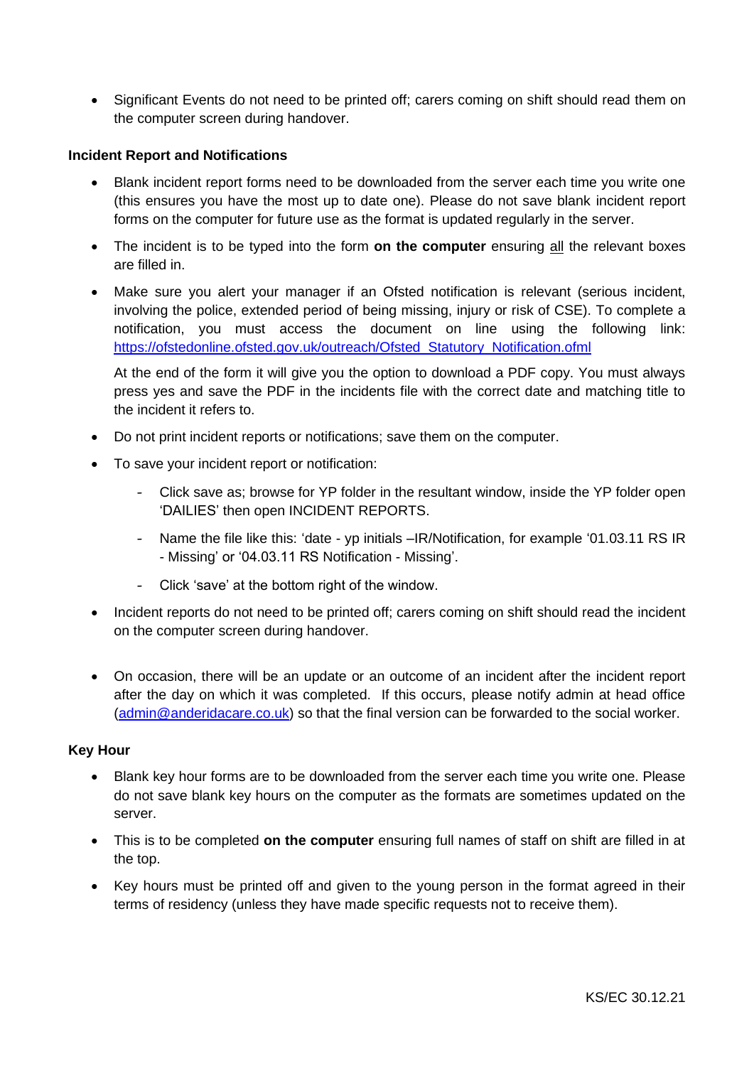- Significant Events do not need to be printed off; carers coming on shift should read them on the computer screen during handover.

**Incident Report and Notifications**

- Blank incident report forms need to be downloaded from the server each time you write one (this ensures you have the most up to date one). Please do not save blank incident report forms on the computer for future use as the format is updated regularly in the server.
- The incident is to be typed into the form **on the computer** ensuring <u>all</u> the relevant boxes are filled in.
- Make sure you alert your manager if an Ofsted notification is relevant (serious incident, involving the police, extended period of being missing, injury or risk of CSE). To complete a notification, you must access the document on line using the following link: [https://ofstedonline.ofsted.gov.uk/outreach/Ofsted_Statutory_Notification.ofml](https://ofstedonline.ofsted.gov.uk/outreach/Ofsted_Statutory_Notification.ofml)

  At the end of the form it will give you the option to download a PDF copy. You must always press yes and save the PDF in the incidents file with the correct date and matching title to the incident it refers to.

- Do not print incident reports or notifications; save them on the computer.
- To save your incident report or notification:
  - Click save as; browse for YP folder in the resultant window, inside the YP folder open 'DAILIES' then open INCIDENT REPORTS.
  - Name the file like this: 'date - yp initials –IR/Notification, for example '01.03.11 RS IR - Missing' or '04.03.11 RS Notification - Missing'.
  - Click 'save' at the bottom right of the window.
- Incident reports do not need to be printed off; carers coming on shift should read the incident on the computer screen during handover.
- On occasion, there will be an update or an outcome of an incident after the incident report after the day on which it was completed. If this occurs, please notify admin at head office ([admin@anderidacare.co.uk](mailto:admin@anderidacare.co.uk)) so that the final version can be forwarded to the social worker.

**Key Hour**

- Blank key hour forms are to be downloaded from the server each time you write one. Please do not save blank key hours on the computer as the formats are sometimes updated on the server.
- This is to be completed **on the computer** ensuring full names of staff on shift are filled in at the top.
- Key hours must be printed off and given to the young person in the format agreed in their terms of residency (unless they have made specific requests not to receive them).

KS/EC 30.12.21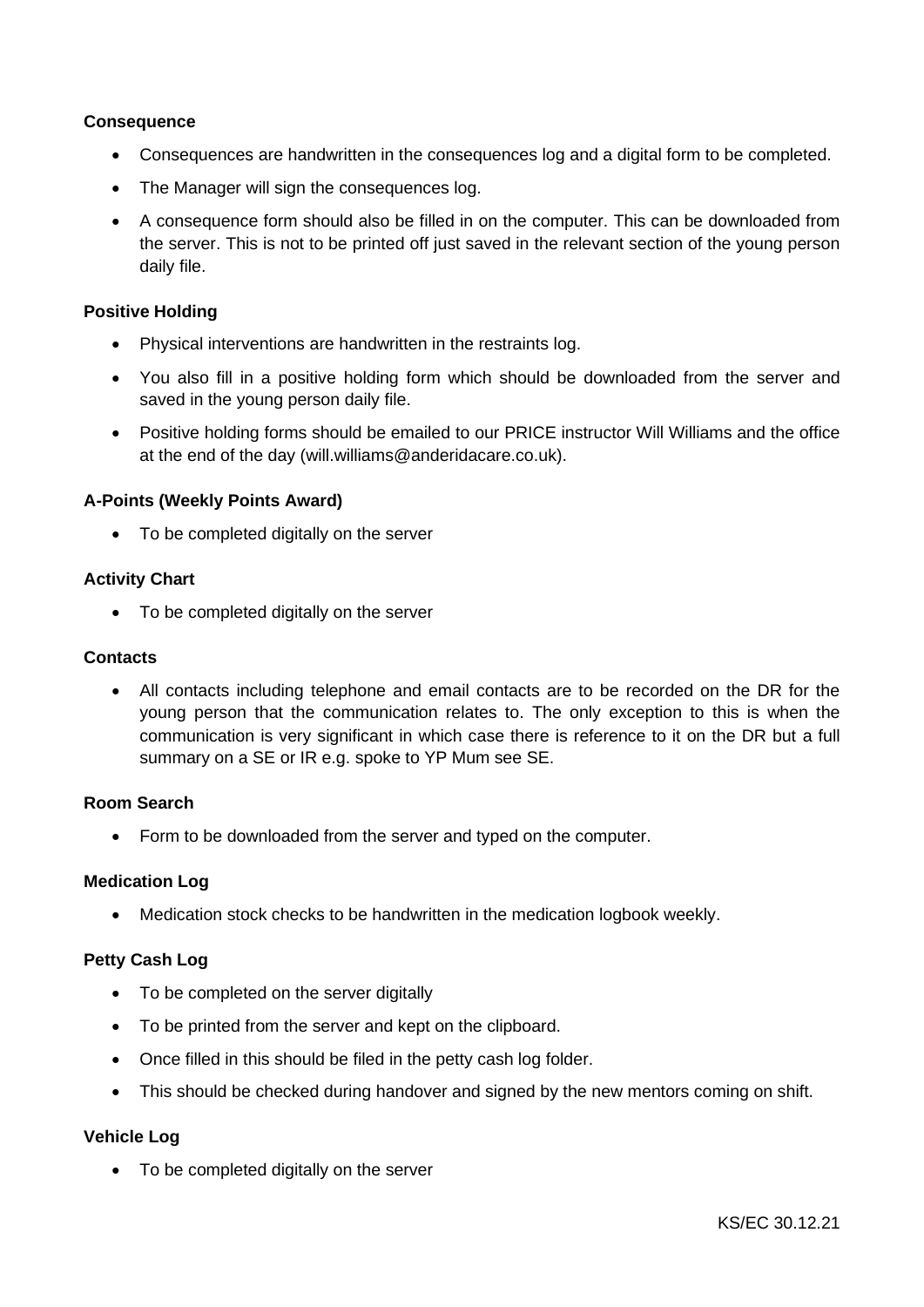**Consequence**

- Consequences are handwritten in the consequences log and a digital form to be completed.
- The Manager will sign the consequences log.
- A consequence form should also be filled in on the computer. This can be downloaded from the server. This is not to be printed off just saved in the relevant section of the young person daily file.

**Positive Holding**

- Physical interventions are handwritten in the restraints log.
- You also fill in a positive holding form which should be downloaded from the server and saved in the young person daily file.
- Positive holding forms should be emailed to our PRICE instructor Will Williams and the office at the end of the day (will.williams@anderidacare.co.uk).

**A-Points (Weekly Points Award)**

- To be completed digitally on the server

**Activity Chart**

- To be completed digitally on the server

**Contacts**

- All contacts including telephone and email contacts are to be recorded on the DR for the young person that the communication relates to. The only exception to this is when the communication is very significant in which case there is reference to it on the DR but a full summary on a SE or IR e.g. spoke to YP Mum see SE.

**Room Search**

- Form to be downloaded from the server and typed on the computer.

**Medication Log**

- Medication stock checks to be handwritten in the medication logbook weekly.

**Petty Cash Log**

- To be completed on the server digitally
- To be printed from the server and kept on the clipboard.
- Once filled in this should be filed in the petty cash log folder.
- This should be checked during handover and signed by the new mentors coming on shift.

**Vehicle Log**

- To be completed digitally on the server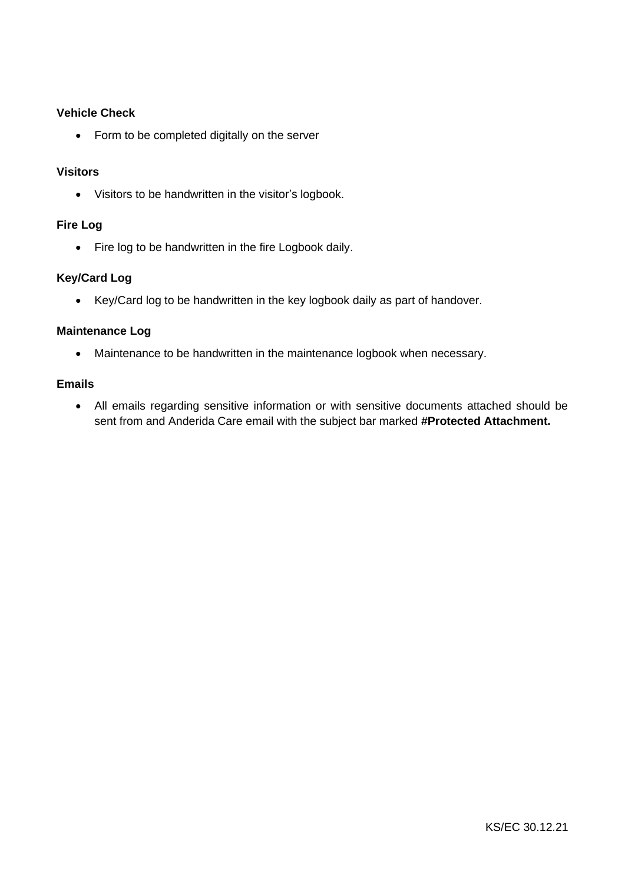**Vehicle Check**

- Form to be completed digitally on the server

**Visitors**

- Visitors to be handwritten in the visitor's logbook.

**Fire Log**

- Fire log to be handwritten in the fire Logbook daily.

**Key/Card Log**

- Key/Card log to be handwritten in the key logbook daily as part of handover.

**Maintenance Log**

- Maintenance to be handwritten in the maintenance logbook when necessary.

**Emails**

- All emails regarding sensitive information or with sensitive documents attached should be sent from and Anderida Care email with the subject bar marked **#Protected Attachment.**

KS/EC 30.12.21